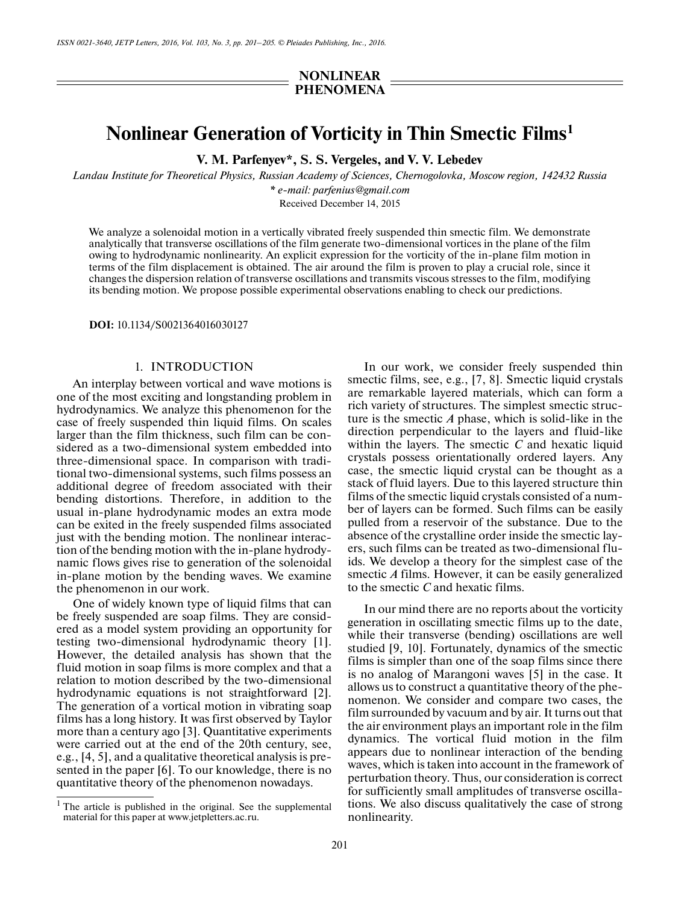NONLINEAR PHENOMENA

# Nonlinear Generation of Vorticity in Thin Smectic Films[1]

**V. M. Parfenyev\*, S. S. Vergeles, and V. V. Lebedev**

*Landau Institute for Theoretical Physics, Russian Academy of Sciences, Chernogolovka, Moscow region, 142432 Russia*

*\* e-mail: parfenius@gmail.com*

Received December 14, 2015

We analyze a solenoidal motion in a vertically vibrated freely suspended thin smectic film. We demonstrate analytically that transverse oscillations of the film generate two-dimensional vortices in the plane of the film owing to hydrodynamic nonlinearity. An explicit expression for the vorticity of the in-plane film motion in terms of the film displacement is obtained. The air around the film is proven to play a crucial role, since it changes the dispersion relation of transverse oscillations and transmits viscous stresses to the film, modifying its bending motion. We propose possible experimental observations enabling to check our predictions.

**DOI:** 10.1134/S0021364016030127

## 1. INTRODUCTION

An interplay between vortical and wave motions is one of the most exciting and longstanding problem in hydrodynamics. We analyze this phenomenon for the case of freely suspended thin liquid films. On scales larger than the film thickness, such film can be considered as a two-dimensional system embedded into three-dimensional space. In comparison with traditional two-dimensional systems, such films possess an additional degree of freedom associated with their bending distortions. Therefore, in addition to the usual in-plane hydrodynamic modes an extra mode can be exited in the freely suspended films associated just with the bending motion. The nonlinear interaction of the bending motion with the in-plane hydrodynamic flows gives rise to generation of the solenoidal in-plane motion by the bending waves. We examine the phenomenon in our work.

One of widely known type of liquid films that can be freely suspended are soap films. They are considered as a model system providing an opportunity for testing two-dimensional hydrodynamic theory [1]. However, the detailed analysis has shown that the fluid motion in soap films is more complex and that a relation to motion described by the two-dimensional hydrodynamic equations is not straightforward [2]. The generation of a vortical motion in vibrating soap films has a long history. It was first observed by Taylor more than a century ago [3]. Quantitative experiments were carried out at the end of the 20th century, see, e.g., [4, 5], and a qualitative theoretical analysis is presented in the paper [6]. To our knowledge, there is no quantitative theory of the phenomenon nowadays.

In our work, we consider freely suspended thin smectic films, see, e.g., [7, 8]. Smectic liquid crystals are remarkable layered materials, which can form a rich variety of structures. The simplest smectic structure is the smectic *A* phase, which is solid-like in the direction perpendicular to the layers and fluid-like within the layers. The smectic *C* and hexatic liquid crystals possess orientationally ordered layers. Any case, the smectic liquid crystal can be thought as a stack of fluid layers. Due to this layered structure thin films of the smectic liquid crystals consisted of a number of layers can be formed. Such films can be easily pulled from a reservoir of the substance. Due to the absence of the crystalline order inside the smectic layers, such films can be treated as two-dimensional fluids. We develop a theory for the simplest case of the smectic *A* films. However, it can be easily generalized to the smectic *C* and hexatic films.

In our mind there are no reports about the vorticity generation in oscillating smectic films up to the date, while their transverse (bending) oscillations are well studied [9, 10]. Fortunately, dynamics of the smectic films is simpler than one of the soap films since there is no analog of Marangoni waves [5] in the case. It allows us to construct a quantitative theory of the phenomenon. We consider and compare two cases, the film surrounded by vacuum and by air. It turns out that the air environment plays an important role in the film dynamics. The vortical fluid motion in the film appears due to nonlinear interaction of the bending waves, which is taken into account in the framework of perturbation theory. Thus, our consideration is correct for sufficiently small amplitudes of transverse oscillations. We also discuss qualitatively the case of strong nonlinearity.

[1] The article is published in the original. See the supplemental material for this paper at www.jetpletters.ac.ru.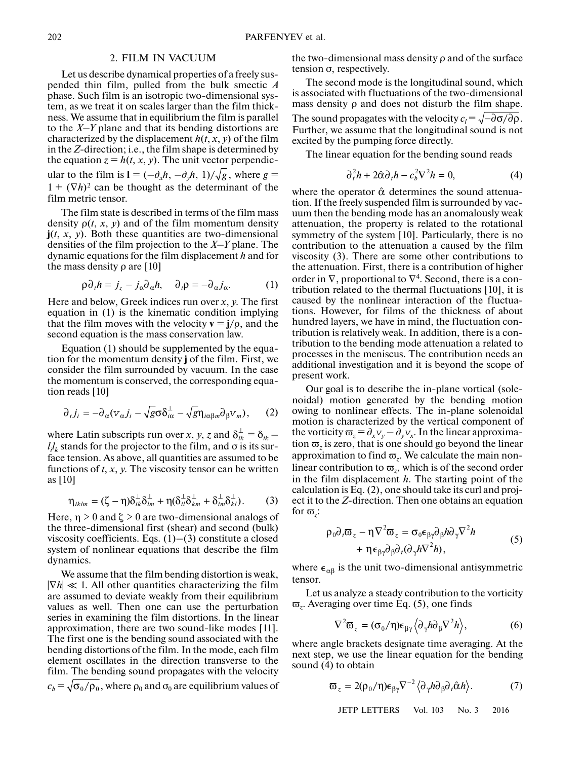## 2. FILM IN VACUUM

Let us describe dynamical properties of a freely suspended thin film, pulled from the bulk smectic *A* phase. Such film is an isotropic two-dimensional system, as we treat it on scales larger than the film thickness. We assume that in equilibrium the film is parallel to the *X*–*Y* plane and that its bending distortions are characterized by the displacement $h(t, x, y)$ of the film in the *Z*-direction; i.e., the film shape is determined by the equation $z = h(t, x, y)$. The unit vector perpendicular to the film is $\mathbf{l} = (-\partial_x h, -\partial_y h, 1)/\sqrt{g}$, where $g = 1 + (\nabla h)^2$ can be thought as the determinant of the film metric tensor.

The film state is described in terms of the film mass density $\rho(t, x, y)$ and of the film momentum density $\mathbf{j}(t, x, y)$. Both these quantities are two-dimensional densities of the film projection to the *X*–*Y* plane. The dynamic equations for the film displacement $h$ and for the mass density $\rho$ are [10]

$$\rho \partial_t h = j_z - j_\alpha \partial_\alpha h, \quad \partial_t \rho = -\partial_\alpha j_\alpha. \tag{1}$$

Here and below, Greek indices run over $x$, $y$. The first equation in (1) is the kinematic condition implying that the film moves with the velocity $\mathbf{v} = \mathbf{j}/\rho$, and the second equation is the mass conservation law.

Equation (1) should be supplemented by the equation for the momentum density $\mathbf{j}$ of the film. First, we consider the film surrounded by vacuum. In the case the momentum is conserved, the corresponding equation reads [10]

$$\partial_t j_i = -\partial_\alpha (v_\alpha j_i - \sqrt{g}\sigma \delta^\perp_{i\alpha} - \sqrt{g}\eta_{i\alpha\beta m}\partial_\beta v_m), \tag{2}$$

where Latin subscripts run over $x$, $y$, $z$ and $\delta^\perp_{ik} = \delta_{ik} - l_i l_k$ stands for the projector to the film, and $\sigma$ is its surface tension. As above, all quantities are assumed to be functions of $t$, $x$, $y$. The viscosity tensor can be written as [10]

$$\eta_{iklm} = (\zeta - \eta)\delta^\perp_{ik}\delta^\perp_{lm} + \eta(\delta^\perp_{il}\delta^\perp_{km} + \delta^\perp_{im}\delta^\perp_{kl}). \tag{3}$$

Here, $\eta > 0$ and $\zeta > 0$ are two-dimensional analogs of the three-dimensional first (shear) and second (bulk) viscosity coefficients. Eqs. (1)–(3) constitute a closed system of nonlinear equations that describe the film dynamics.

We assume that the film bending distortion is weak, $|\nabla h| \ll 1$. All other quantities characterizing the film are assumed to deviate weakly from their equilibrium values as well. Then one can use the perturbation series in examining the film distortions. In the linear approximation, there are two sound-like modes [11]. The first one is the bending sound associated with the bending distortions of the film. In the mode, each film element oscillates in the direction transverse to the film. The bending sound propagates with the velocity $c_b = \sqrt{\sigma_0/\rho_0}$, where $\rho_0$ and $\sigma_0$ are equilibrium values of the two-dimensional mass density $\rho$ and of the surface tension $\sigma$, respectively.

The second mode is the longitudinal sound, which is associated with fluctuations of the two-dimensional mass density $\rho$ and does not disturb the film shape. The sound propagates with the velocity $c_l = \sqrt{-\partial\sigma/\partial\rho}$. Further, we assume that the longitudinal sound is not excited by the pumping force directly.

The linear equation for the bending sound reads

$$\partial_t^2 h + 2\hat{\alpha}\partial_t h - c_b^2 \nabla^2 h = 0, \tag{4}$$

where the operator $\hat{\alpha}$ determines the sound attenuation. If the freely suspended film is surrounded by vacuum then the bending mode has an anomalously weak attenuation, the property is related to the rotational symmetry of the system [10]. Particularly, there is no contribution to the attenuation a caused by the film viscosity (3). There are some other contributions to the attenuation. First, there is a contribution of higher order in $\nabla$, proportional to $\nabla^4$. Second, there is a contribution related to the thermal fluctuations [10], it is caused by the nonlinear interaction of the fluctuations. However, for films of the thickness of about hundred layers, we have in mind, the fluctuation contribution is relatively weak. In addition, there is a contribution to the bending mode attenuation a related to processes in the meniscus. The contribution needs an additional investigation and it is beyond the scope of present work.

Our goal is to describe the in-plane vortical (solenoidal) motion generated by the bending motion owing to nonlinear effects. The in-plane solenoidal motion is characterized by the vertical component of the vorticity $\varpi_z = \partial_x v_y - \partial_y v_x$. In the linear approximation $\varpi_z$ is zero, that is one should go beyond the linear approximation to find $\varpi_z$. We calculate the main nonlinear contribution to $\varpi_z$, which is of the second order in the film displacement $h$. The starting point of the calculation is Eq. (2), one should take its curl and project it to the *Z*-direction. Then one obtains an equation for $\varpi_z$:

$$\begin{aligned}\rho_0 \partial_t \varpi_z - \eta \nabla^2 \varpi_z = \sigma_0 \epsilon_{\beta\gamma}\partial_\beta h \partial_\gamma \nabla^2 h \\ + \eta \epsilon_{\beta\gamma}\partial_\beta \partial_t (\partial_\gamma h \nabla^2 h),\end{aligned} \tag{5}$$

where $\epsilon_{\alpha\beta}$ is the unit two-dimensional antisymmetric tensor.

Let us analyze a steady contribution to the vorticity $\varpi_z$. Averaging over time Eq. (5), one finds

$$\nabla^2 \varpi_z = (\sigma_0/\eta)\epsilon_{\beta\gamma}\left\langle \partial_\gamma h \partial_\beta \nabla^2 h \right\rangle, \tag{6}$$

where angle brackets designate time averaging. At the next step, we use the linear equation for the bending sound (4) to obtain

$$\varpi_z = 2(\rho_0/\eta)\epsilon_{\beta\gamma}\nabla^{-2}\left\langle \partial_\gamma h \partial_\beta \partial_t \hat{\alpha} h \right\rangle. \tag{7}$$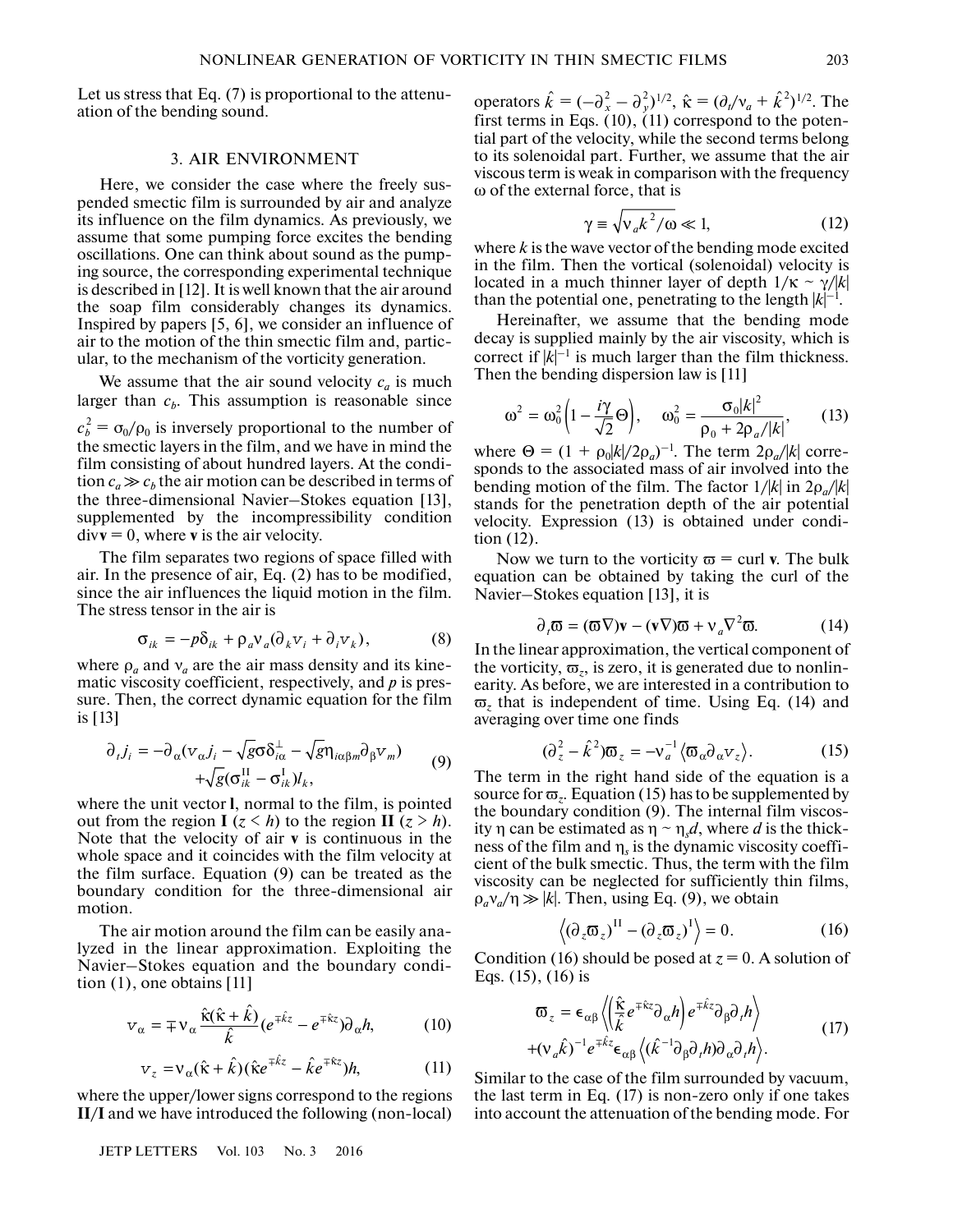Let us stress that Eq. (7) is proportional to the attenuation of the bending sound.

## 3. AIR ENVIRONMENT

Here, we consider the case where the freely suspended smectic film is surrounded by air and analyze its influence on the film dynamics. As previously, we assume that some pumping force excites the bending oscillations. One can think about sound as the pumping source, the corresponding experimental technique is described in [12]. It is well known that the air around the soap film considerably changes its dynamics. Inspired by papers [5, 6], we consider an influence of air to the motion of the thin smectic film and, particular, to the mechanism of the vorticity generation.

We assume that the air sound velocity $c_a$ is much larger than $c_b$. This assumption is reasonable since $c_b^2 = \sigma_0/\rho_0$ is inversely proportional to the number of the smectic layers in the film, and we have in mind the film consisting of about hundred layers. At the condition $c_a \gg c_b$ the air motion can be described in terms of the three-dimensional Navier–Stokes equation [13], supplemented by the incompressibility condition $\mathrm{div}\mathbf{v} = 0$, where $\mathbf{v}$ is the air velocity.

The film separates two regions of space filled with air. In the presence of air, Eq. (2) has to be modified, since the air influences the liquid motion in the film. The stress tensor in the air is

$$\sigma_{ik} = -p\delta_{ik} + \rho_a \nu_a(\partial_k v_i + \partial_i v_k), \tag{8}$$

where $\rho_a$ and $\nu_a$ are the air mass density and its kinematic viscosity coefficient, respectively, and $p$ is pressure. Then, the correct dynamic equation for the film is [13]

$$\begin{aligned}\partial_t j_i = -\partial_\alpha(v_\alpha j_i - \sqrt{g}\sigma\delta^{\perp}_{i\alpha} - \sqrt{g}\eta_{i\alpha\beta m}\partial_\beta v_m) \\ +\sqrt{g}(\sigma^{\mathrm{II}}_{ik} - \sigma^{\mathrm{I}}_{ik})l_k,\end{aligned} \tag{9}$$

where the unit vector $\mathbf{l}$, normal to the film, is pointed out from the region **I** ($z < h$) to the region **II** ($z > h$). Note that the velocity of air $\mathbf{v}$ is continuous in the whole space and it coincides with the film velocity at the film surface. Equation (9) can be treated as the boundary condition for the three-dimensional air motion.

The air motion around the film can be easily analyzed in the linear approximation. Exploiting the Navier–Stokes equation and the boundary condition (1), one obtains [11]

$$v_\alpha = \mp\nu_\alpha \frac{\hat{\kappa}(\hat{\kappa} + \hat{k})}{\hat{k}}(e^{\mp\hat{k}z} - e^{\mp\hat{\kappa}z})\partial_\alpha h, \tag{10}$$

$$v_z = \nu_\alpha(\hat{\kappa} + \hat{k})(\hat{\kappa}e^{\mp\hat{k}z} - \hat{k}e^{\mp\hat{\kappa}z})h, \tag{11}$$

where the upper/lower signs correspond to the regions **II**/**I** and we have introduced the following (non-local) operators $\hat{k} = (-\partial_x^2 - \partial_y^2)^{1/2}$, $\hat{\kappa} = (\partial_t/\nu_a + \hat{k}^2)^{1/2}$. The first terms in Eqs. (10), (11) correspond to the potential part of the velocity, while the second terms belong to its solenoidal part. Further, we assume that the air viscous term is weak in comparison with the frequency $\omega$ of the external force, that is

$$\gamma \equiv \sqrt{\nu_a k^2/\omega} \ll 1, \tag{12}$$

where $k$ is the wave vector of the bending mode excited in the film. Then the vortical (solenoidal) velocity is located in a much thinner layer of depth $1/\kappa \sim \gamma/|k|$ than the potential one, penetrating to the length $|k|^{-1}$.

Hereinafter, we assume that the bending mode decay is supplied mainly by the air viscosity, which is correct if $|k|^{-1}$ is much larger than the film thickness. Then the bending dispersion law is [11]

$$\omega^2 = \omega_0^2\left(1 - \frac{i\gamma}{\sqrt{2}}\Theta\right), \quad \omega_0^2 = \frac{\sigma_0|k|^2}{\rho_0 + 2\rho_a/|k|}, \tag{13}$$

where $\Theta = (1 + \rho_0|k|/2\rho_a)^{-1}$. The term $2\rho_a/|k|$ corresponds to the associated mass of air involved into the bending motion of the film. The factor $1/|k|$ in $2\rho_a/|k|$ stands for the penetration depth of the air potential velocity. Expression (13) is obtained under condition (12).

Now we turn to the vorticity $\varpi = \mathrm{curl}\,\mathbf{v}$. The bulk equation can be obtained by taking the curl of the Navier–Stokes equation [13], it is

$$\partial_t\varpi = (\varpi\nabla)\mathbf{v} - (\mathbf{v}\nabla)\varpi + \nu_a\nabla^2\varpi. \tag{14}$$

In the linear approximation, the vertical component of the vorticity, $\varpi_z$, is zero, it is generated due to nonlinearity. As before, we are interested in a contribution to $\varpi_z$ that is independent of time. Using Eq. (14) and averaging over time one finds

$$(\partial_z^2 - \hat{k}^2)\varpi_z = -\nu_a^{-1}\langle\varpi_\alpha\partial_\alpha v_z\rangle. \tag{15}$$

The term in the right hand side of the equation is a source for $\varpi_z$. Equation (15) has to be supplemented by the boundary condition (9). The internal film viscosity $\eta$ can be estimated as $\eta \sim \eta_s d$, where $d$ is the thickness of the film and $\eta_s$ is the dynamic viscosity coefficient of the bulk smectic. Thus, the term with the film viscosity can be neglected for sufficiently thin films, $\rho_a\nu_a/\eta \gg |k|$. Then, using Eq. (9), we obtain

$$\left\langle(\partial_z\varpi_z)^{\mathrm{II}} - (\partial_z\varpi_z)^{\mathrm{I}}\right\rangle = 0. \tag{16}$$

Condition (16) should be posed at $z = 0$. A solution of Eqs. (15), (16) is

$$\begin{aligned}\varpi_z = \epsilon_{\alpha\beta}\left\langle\left(\frac{\hat{\kappa}}{\hat{k}}e^{\mp\hat{\kappa}z}\partial_\alpha h\right)e^{\mp\hat{\kappa}z}\partial_\beta\partial_t h\right\rangle \\ +(\nu_a\hat{k})^{-1}e^{\mp\hat{k}z}\epsilon_{\alpha\beta}\left\langle(\hat{k}^{-1}\partial_\beta\partial_t h)\partial_\alpha\partial_t h\right\rangle.\end{aligned} \tag{17}$$

Similar to the case of the film surrounded by vacuum, the last term in Eq. (17) is non-zero only if one takes into account the attenuation of the bending mode. For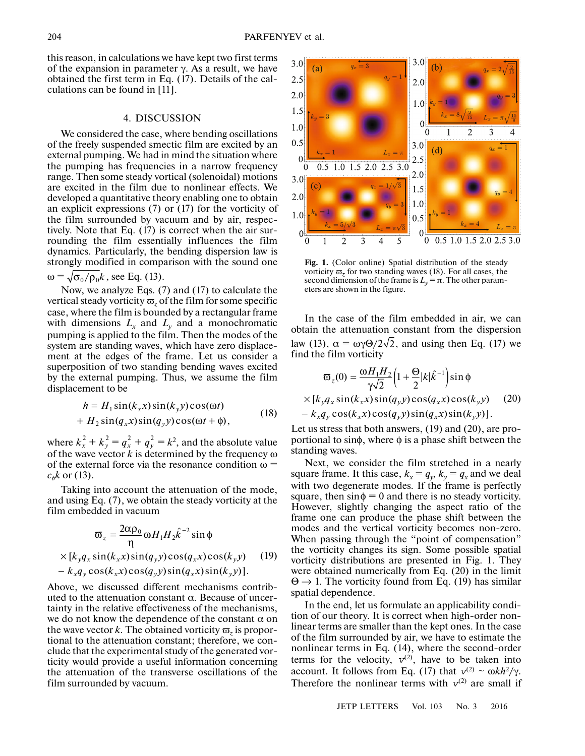this reason, in calculations we have kept two first terms of the expansion in parameter $\gamma$. As a result, we have obtained the first term in Eq. (17). Details of the calculations can be found in [11].

## 4. DISCUSSION

We considered the case, where bending oscillations of the freely suspended smectic film are excited by an external pumping. We had in mind the situation where the pumping has frequencies in a narrow frequency range. Then some steady vortical (solenoidal) motions are excited in the film due to nonlinear effects. We developed a quantitative theory enabling one to obtain an explicit expressions (7) or (17) for the vorticity of the film surrounded by vacuum and by air, respectively. Note that Eq. (17) is correct when the air surrounding the film essentially influences the film dynamics. Particularly, the bending dispersion law is strongly modified in comparison with the sound one $\omega = \sqrt{\sigma_0/\rho_0}k$, see Eq. (13).

Now, we analyze Eqs. (7) and (17) to calculate the vertical steady vorticity $\varpi_z$ of the film for some specific case, where the film is bounded by a rectangular frame with dimensions $L_x$ and $L_y$ and a monochromatic pumping is applied to the film. Then the modes of the system are standing waves, which have zero displacement at the edges of the frame. Let us consider a superposition of two standing bending waves excited by the external pumping. Thus, we assume the film displacement to be

$$h = H_1 \sin(k_x x)\sin(k_y y)\cos(\omega t) + H_2 \sin(q_x x)\sin(q_y y)\cos(\omega t + \phi), \tag{18}$$

where $k_x^2 + k_y^2 = q_x^2 + q_y^2 = k^2$, and the absolute value of the wave vector $k$ is determined by the frequency $\omega$ of the external force via the resonance condition $\omega = c_b k$ or (13).

Taking into account the attenuation of the mode, and using Eq. (7), we obtain the steady vorticity at the film embedded in vacuum

$$\varpi_z = \frac{2\alpha\rho_0}{\eta}\omega H_1 H_2 \hat{k}^{-2}\sin\phi \times [k_y q_x \sin(k_x x)\sin(q_y y)\cos(q_x x)\cos(k_y y) - k_x q_y \cos(k_x x)\cos(q_y y)\sin(q_x x)\sin(k_y y)]. \tag{19}$$

Above, we discussed different mechanisms contributed to the attenuation constant $\alpha$. Because of uncertainty in the relative effectiveness of the mechanisms, we do not know the dependence of the constant $\alpha$ on the wave vector $k$. The obtained vorticity $\varpi_z$ is proportional to the attenuation constant; therefore, we conclude that the experimental study of the generated vorticity would provide a useful information concerning the attenuation of the transverse oscillations of the film surrounded by vacuum.

**Fig. 1.** (Color online) Spatial distribution of the steady vorticity $\varpi_z$ for two standing waves (18). For all cases, the second dimension of the frame is $L_y = \pi$. The other parameters are shown in the figure.

In the case of the film embedded in air, we can obtain the attenuation constant from the dispersion law (13), $\alpha = \omega\gamma\Theta/2\sqrt{2}$, and using then Eq. (17) we find the film vorticity

$$\varpi_z(0) = \frac{\omega H_1 H_2}{\gamma\sqrt{2}}\left(1 + \frac{\Theta}{2}|k|\hat{k}^{-1}\right)\sin\phi \times [k_y q_x \sin(k_x x)\sin(q_y y)\cos(q_x x)\cos(k_y y) - k_x q_y \cos(k_x x)\cos(q_y y)\sin(q_x x)\sin(k_y y)]. \tag{20}$$

Let us stress that both answers, (19) and (20), are proportional to $\sin\phi$, where $\phi$ is a phase shift between the standing waves.

Next, we consider the film stretched in a nearly square frame. It this case, $k_x = q_y$, $k_y = q_x$ and we deal with two degenerate modes. If the frame is perfectly square, then $\sin\phi = 0$ and there is no steady vorticity. However, slightly changing the aspect ratio of the frame one can produce the phase shift between the modes and the vertical vorticity becomes non-zero. When passing through the "point of compensation" the vorticity changes its sign. Some possible spatial vorticity distributions are presented in Fig. 1. They were obtained numerically from Eq. (20) in the limit $\Theta \to 1$. The vorticity found from Eq. (19) has similar spatial dependence.

In the end, let us formulate an applicability condition of our theory. It is correct when high-order nonlinear terms are smaller than the kept ones. In the case of the film surrounded by air, we have to estimate the nonlinear terms in Eq. (14), where the second-order terms for the velocity, $v^{(2)}$, have to be taken into account. It follows from Eq. (17) that $v^{(2)} \sim \omega k h^2/\gamma$. Therefore the nonlinear terms with $v^{(2)}$ are small if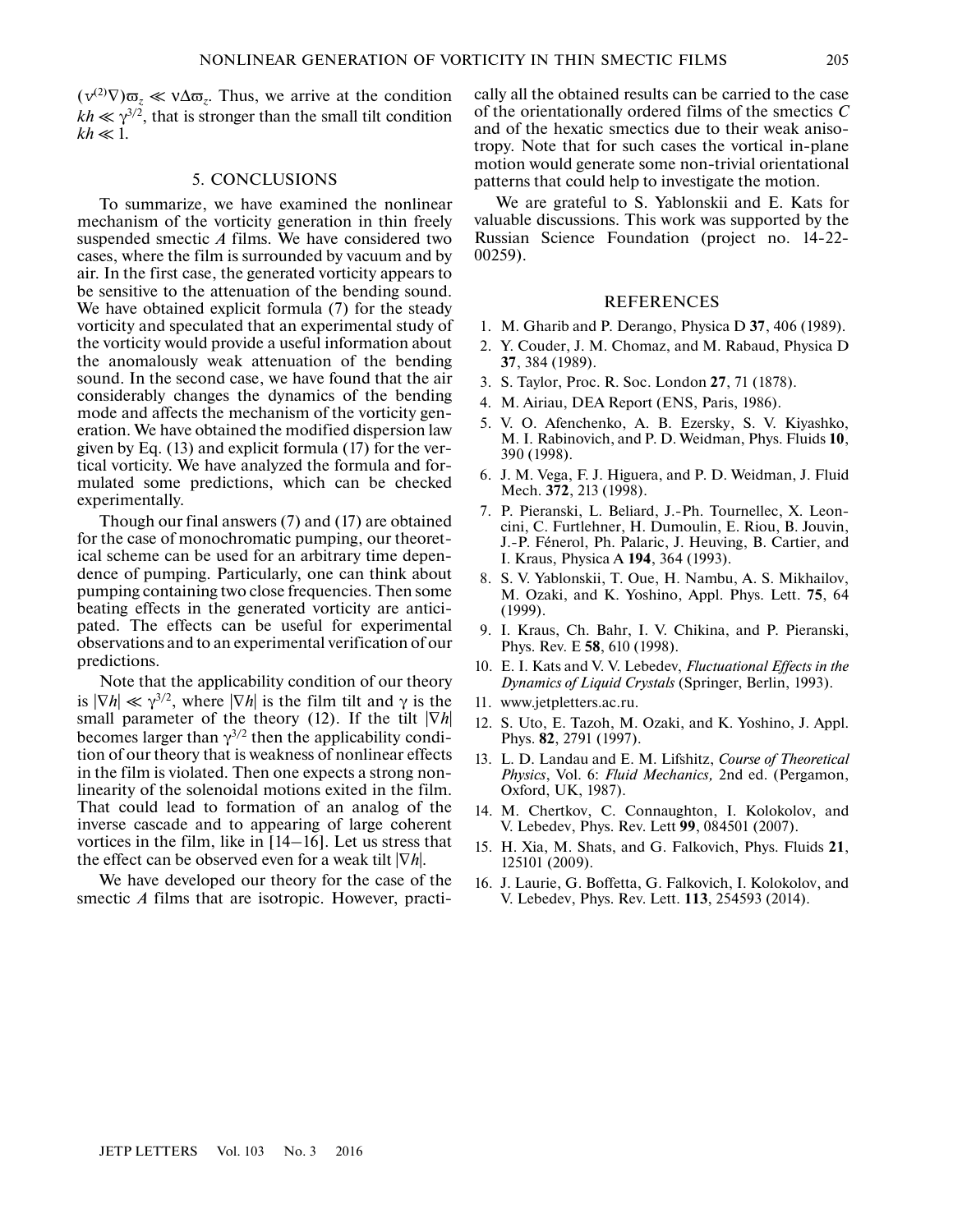$(v^{(2)}\nabla)\varpi_z \ll \nu\Delta\varpi_z$. Thus, we arrive at the condition $kh \ll \gamma^{3/2}$, that is stronger than the small tilt condition $kh \ll 1$.

## 5. CONCLUSIONS

To summarize, we have examined the nonlinear mechanism of the vorticity generation in thin freely suspended smectic *A* films. We have considered two cases, where the film is surrounded by vacuum and by air. In the first case, the generated vorticity appears to be sensitive to the attenuation of the bending sound. We have obtained explicit formula (7) for the steady vorticity and speculated that an experimental study of the vorticity would provide a useful information about the anomalously weak attenuation of the bending sound. In the second case, we have found that the air considerably changes the dynamics of the bending mode and affects the mechanism of the vorticity generation. We have obtained the modified dispersion law given by Eq. (13) and explicit formula (17) for the vertical vorticity. We have analyzed the formula and formulated some predictions, which can be checked experimentally.

Though our final answers (7) and (17) are obtained for the case of monochromatic pumping, our theoretical scheme can be used for an arbitrary time dependence of pumping. Particularly, one can think about pumping containing two close frequencies. Then some beating effects in the generated vorticity are anticipated. The effects can be useful for experimental observations and to an experimental verification of our predictions.

Note that the applicability condition of our theory is $|\nabla h| \ll \gamma^{3/2}$, where $|\nabla h|$ is the film tilt and $\gamma$ is the small parameter of the theory (12). If the tilt $|\nabla h|$ becomes larger than $\gamma^{3/2}$ then the applicability condition of our theory that is weakness of nonlinear effects in the film is violated. Then one expects a strong nonlinearity of the solenoidal motions exited in the film. That could lead to formation of an analog of the inverse cascade and to appearing of large coherent vortices in the film, like in [14–16]. Let us stress that the effect can be observed even for a weak tilt $|\nabla h|$.

We have developed our theory for the case of the smectic *A* films that are isotropic. However, practically all the obtained results can be carried to the case of the orientationally ordered films of the smectics *C* and of the hexatic smectics due to their weak anisotropy. Note that for such cases the vortical in-plane motion would generate some non-trivial orientational patterns that could help to investigate the motion.

We are grateful to S. Yablonskii and E. Kats for valuable discussions. This work was supported by the Russian Science Foundation (project no. 14-22-00259).

## REFERENCES

1. M. Gharib and P. Derango, Physica D **37**, 406 (1989).
2. Y. Couder, J. M. Chomaz, and M. Rabaud, Physica D **37**, 384 (1989).
3. S. Taylor, Proc. R. Soc. London **27**, 71 (1878).
4. M. Airiau, DEA Report (ENS, Paris, 1986).
5. V. O. Afenchenko, A. B. Ezersky, S. V. Kiyashko, M. I. Rabinovich, and P. D. Weidman, Phys. Fluids **10**, 390 (1998).
6. J. M. Vega, F. J. Higuera, and P. D. Weidman, J. Fluid Mech. **372**, 213 (1998).
7. P. Pieranski, L. Beliard, J.-Ph. Tournellec, X. Leoncini, C. Furtlehner, H. Dumoulin, E. Riou, B. Jouvin, J.-P. Fénerol, Ph. Palaric, J. Heuving, B. Cartier, and I. Kraus, Physica A **194**, 364 (1993).
8. S. V. Yablonskii, T. Oue, H. Nambu, A. S. Mikhailov, M. Ozaki, and K. Yoshino, Appl. Phys. Lett. **75**, 64 (1999).
9. I. Kraus, Ch. Bahr, I. V. Chikina, and P. Pieranski, Phys. Rev. E **58**, 610 (1998).
10. E. I. Kats and V. V. Lebedev, *Fluctuational Effects in the Dynamics of Liquid Crystals* (Springer, Berlin, 1993).
11. www.jetpletters.ac.ru.
12. S. Uto, E. Tazoh, M. Ozaki, and K. Yoshino, J. Appl. Phys. **82**, 2791 (1997).
13. L. D. Landau and E. M. Lifshitz, *Course of Theoretical Physics*, Vol. 6: *Fluid Mechanics,* 2nd ed. (Pergamon, Oxford, UK, 1987).
14. M. Chertkov, C. Connaughton, I. Kolokolov, and V. Lebedev, Phys. Rev. Lett **99**, 084501 (2007).
15. H. Xia, M. Shats, and G. Falkovich, Phys. Fluids **21**, 125101 (2009).
16. J. Laurie, G. Boffetta, G. Falkovich, I. Kolokolov, and V. Lebedev, Phys. Rev. Lett. **113**, 254593 (2014).